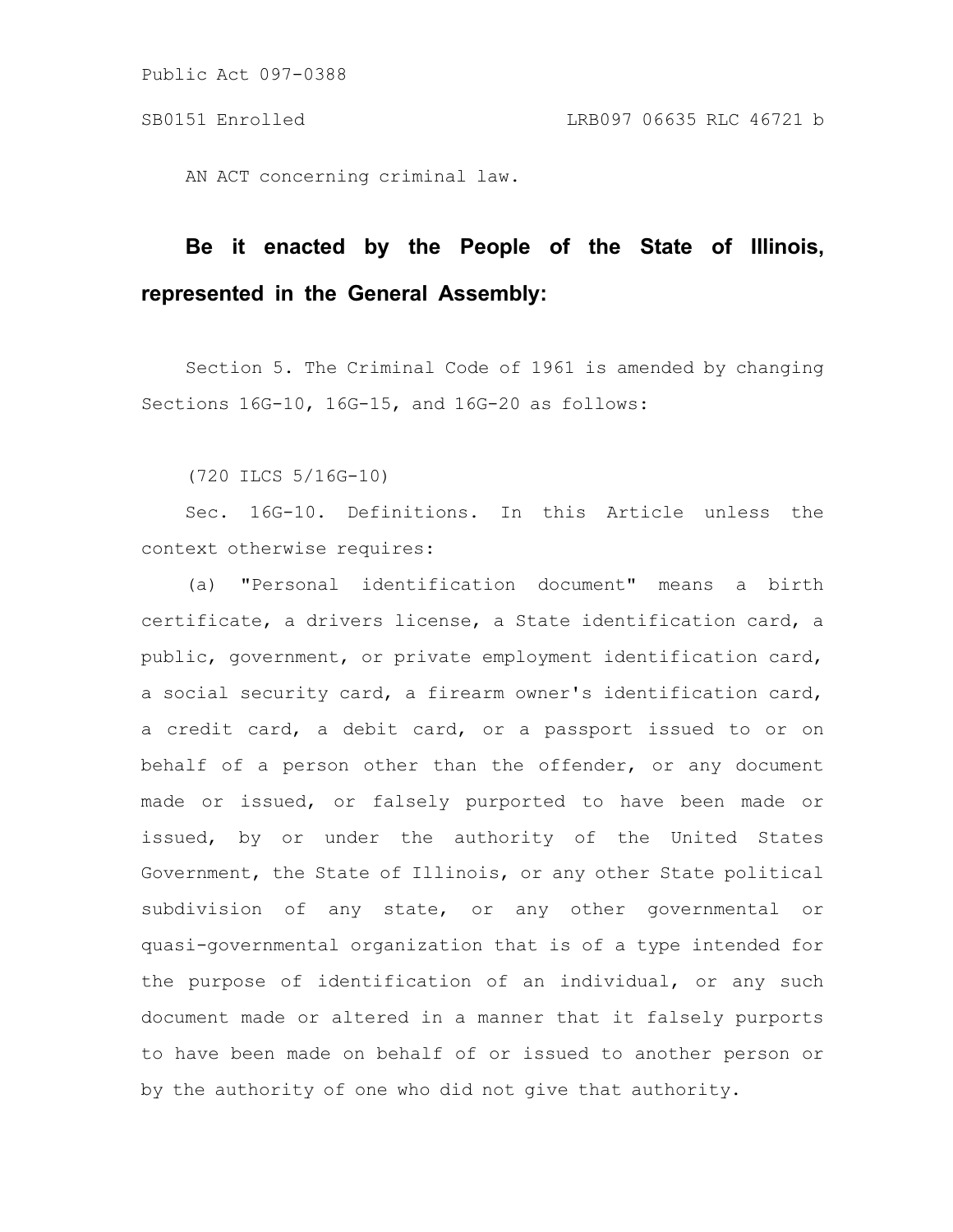Public Act 097-0388

SB0151 Enrolled LRB097 06635 RLC 46721 b

AN ACT concerning criminal law.

**Be it enacted by the People of the State of Illinois, represented in the General Assembly:**

Section 5. The Criminal Code of 1961 is amended by changing Sections 16G-10, 16G-15, and 16G-20 as follows:

(720 ILCS 5/16G-10)

Sec. 16G-10. Definitions. In this Article unless the context otherwise requires:

(a) "Personal identification document" means a birth certificate, a drivers license, a State identification card, a public, government, or private employment identification card, a social security card, a firearm owner's identification card, a credit card, a debit card, or a passport issued to or on behalf of a person other than the offender, or any document made or issued, or falsely purported to have been made or issued, by or under the authority of the United States Government, the State of Illinois, or any other State political subdivision of any state, or any other governmental or quasi-governmental organization that is of a type intended for the purpose of identification of an individual, or any such document made or altered in a manner that it falsely purports to have been made on behalf of or issued to another person or by the authority of one who did not give that authority.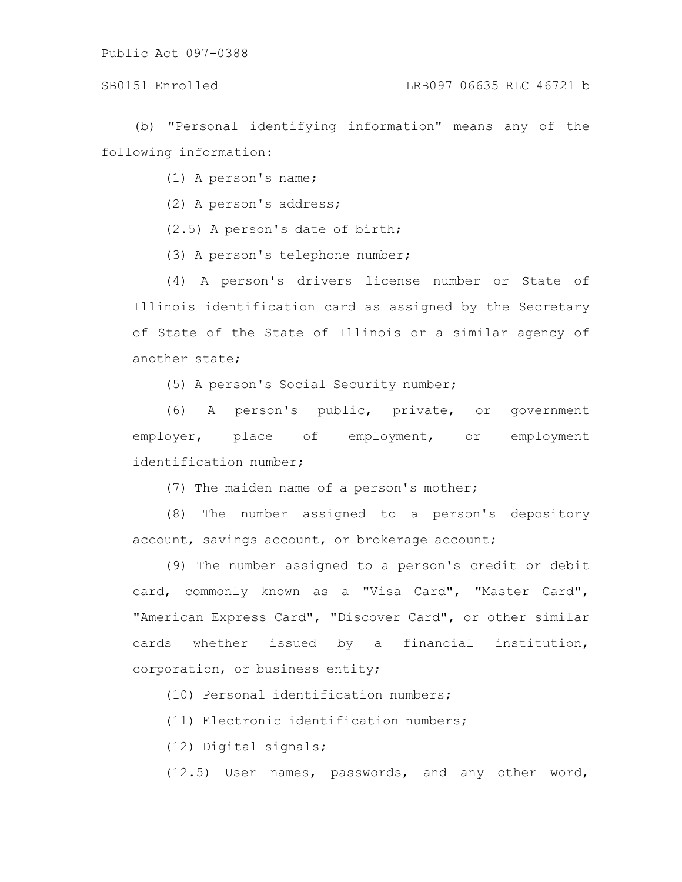(b) "Personal identifying information" means any of the following information:

(1) A person's name;

(2) A person's address;

(2.5) A person's date of birth;

(3) A person's telephone number;

(4) A person's drivers license number or State of Illinois identification card as assigned by the Secretary of State of the State of Illinois or a similar agency of another state;

(5) A person's Social Security number;

(6) A person's public, private, or government employer, place of employment, or employment identification number;

(7) The maiden name of a person's mother;

(8) The number assigned to a person's depository account, savings account, or brokerage account;

(9) The number assigned to a person's credit or debit card, commonly known as a "Visa Card", "Master Card", "American Express Card", "Discover Card", or other similar cards whether issued by a financial institution, corporation, or business entity;

(10) Personal identification numbers;

(11) Electronic identification numbers;

(12) Digital signals;

(12.5) User names, passwords, and any other word,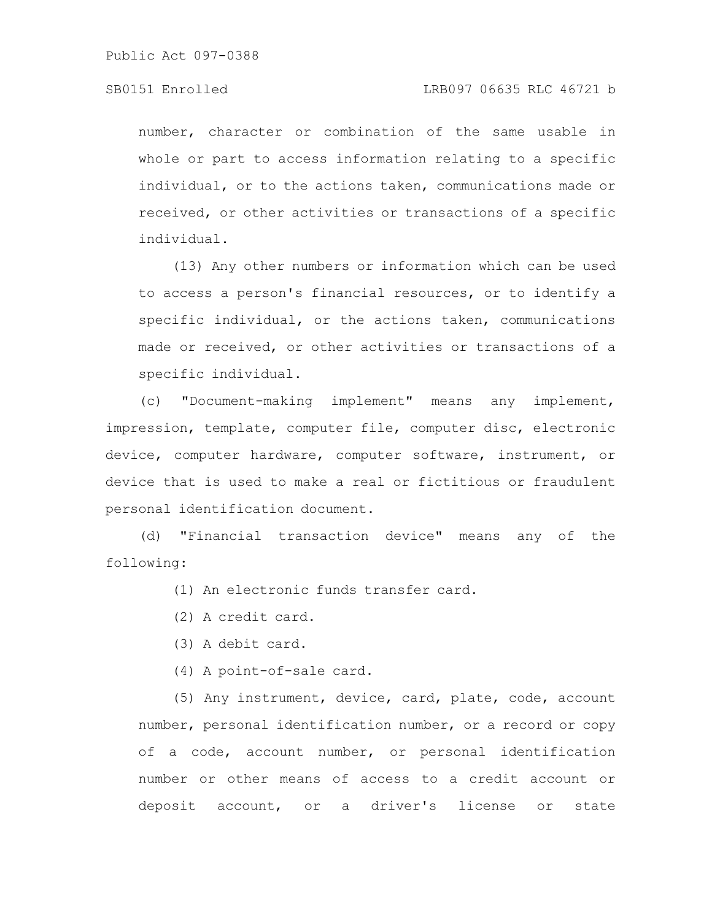number, character or combination of the same usable in whole or part to access information relating to a specific individual, or to the actions taken, communications made or received, or other activities or transactions of a specific individual.

(13) Any other numbers or information which can be used to access a person's financial resources, or to identify a specific individual, or the actions taken, communications made or received, or other activities or transactions of a specific individual.

(c) "Document-making implement" means any implement, impression, template, computer file, computer disc, electronic device, computer hardware, computer software, instrument, or device that is used to make a real or fictitious or fraudulent personal identification document.

(d) "Financial transaction device" means any of the following:

(1) An electronic funds transfer card.

(2) A credit card.

(3) A debit card.

(4) A point-of-sale card.

(5) Any instrument, device, card, plate, code, account number, personal identification number, or a record or copy of a code, account number, or personal identification number or other means of access to a credit account or deposit account, or a driver's license or state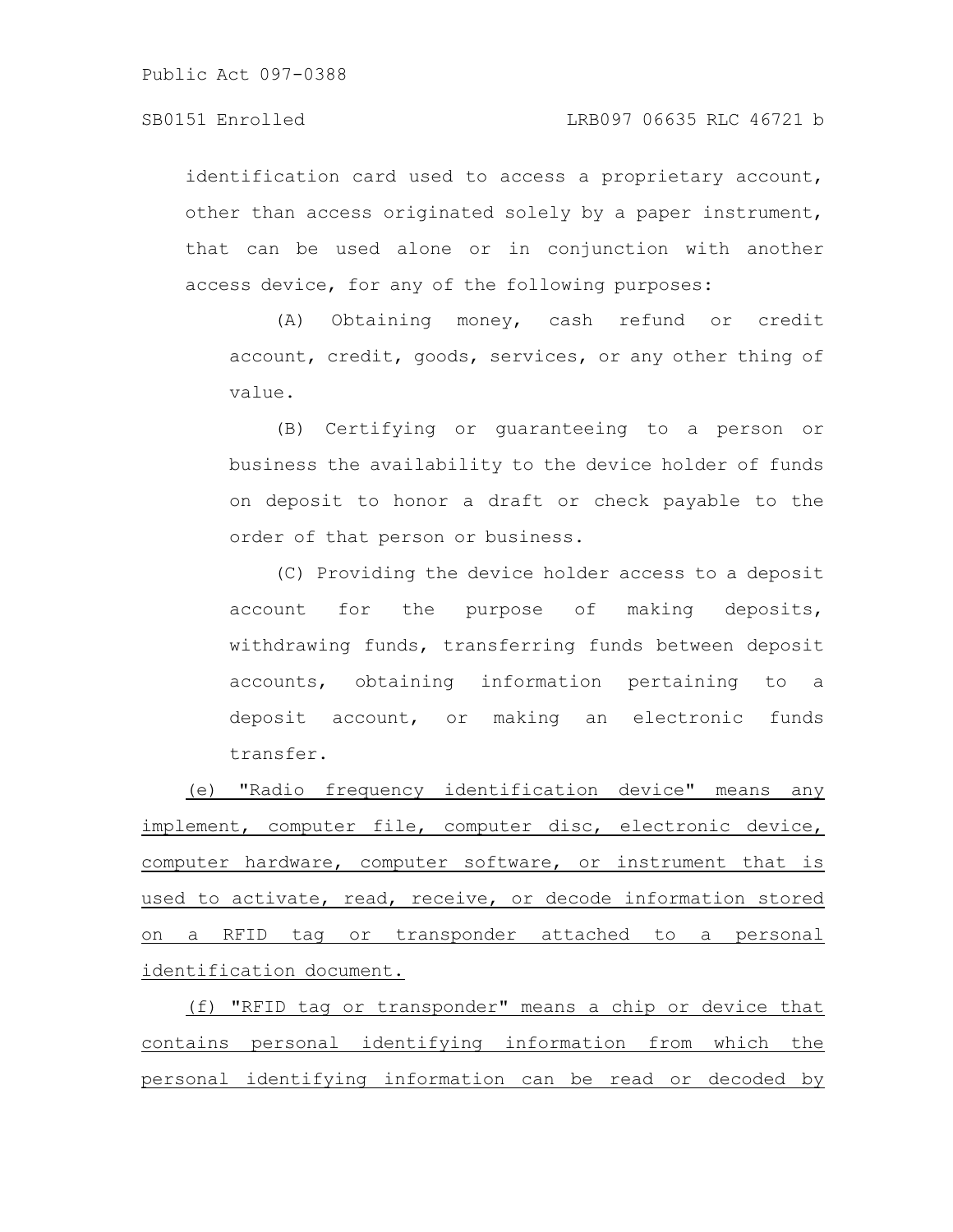identification card used to access a proprietary account, other than access originated solely by a paper instrument, that can be used alone or in conjunction with another access device, for any of the following purposes:

(A) Obtaining money, cash refund or credit account, credit, goods, services, or any other thing of value.

(B) Certifying or guaranteeing to a person or business the availability to the device holder of funds on deposit to honor a draft or check payable to the order of that person or business.

(C) Providing the device holder access to a deposit account for the purpose of making deposits, withdrawing funds, transferring funds between deposit accounts, obtaining information pertaining to a deposit account, or making an electronic funds transfer.

<u>(e) "Radio frequency identification device" means any implement, computer file, computer disc, electronic device, computer hardware, computer software, or instrument that is used to activate, read, receive, or decode information stored on a RFID tag or transponder attached to a personal identification document.</u>

<u>(f) "RFID tag or transponder" means a chip or device that contains personal identifying information from which the personal identifying information can be read or decoded by</u>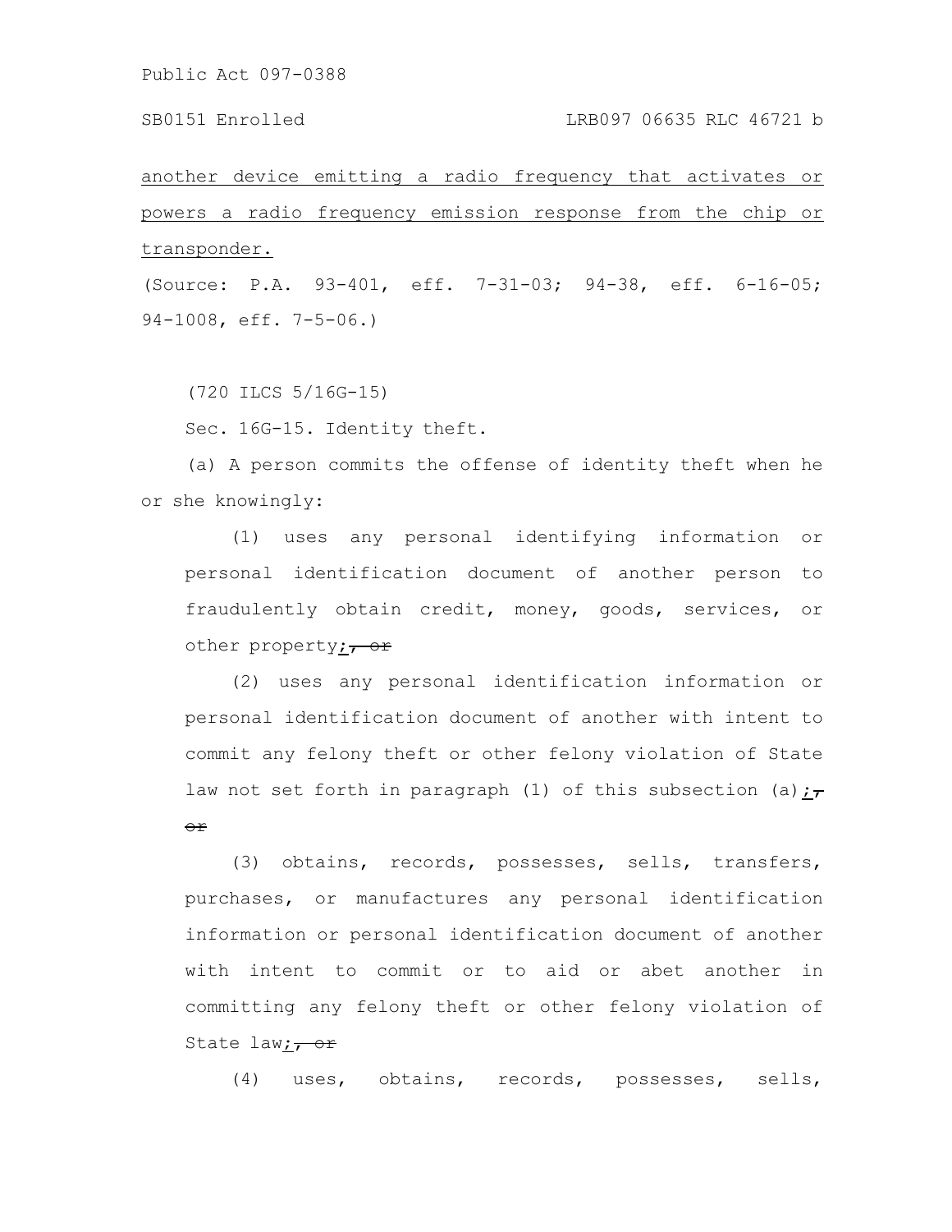another device emitting a radio frequency that activates or powers a radio frequency emission response from the chip or transponder.

(Source: P.A. 93-401, eff. 7-31-03; 94-38, eff. 6-16-05; 94-1008, eff. 7-5-06.)

(720 ILCS 5/16G-15)

Sec. 16G-15. Identity theft.

(a) A person commits the offense of identity theft when he or she knowingly:

(1) uses any personal identifying information or personal identification document of another person to fraudulently obtain credit, money, goods, services, or other property;~~, or~~

(2) uses any personal identification information or personal identification document of another with intent to commit any felony theft or other felony violation of State law not set forth in paragraph (1) of this subsection (a);~~, or~~

(3) obtains, records, possesses, sells, transfers, purchases, or manufactures any personal identification information or personal identification document of another with intent to commit or to aid or abet another in committing any felony theft or other felony violation of State law;~~, or~~

(4) uses, obtains, records, possesses, sells,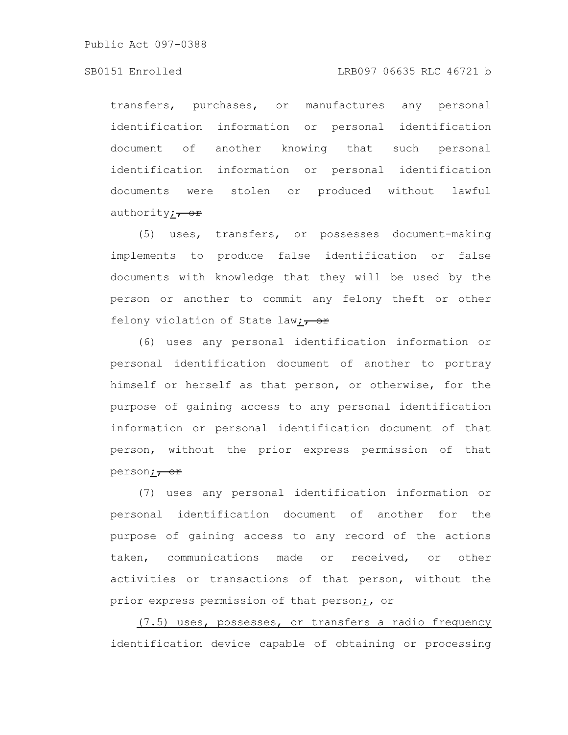transfers, purchases, or manufactures any personal identification information or personal identification document of another knowing that such personal identification information or personal identification documents were stolen or produced without lawful authority<u>;</u> ~~, or~~

(5) uses, transfers, or possesses document-making implements to produce false identification or false documents with knowledge that they will be used by the person or another to commit any felony theft or other felony violation of State law<u>;</u> ~~, or~~

(6) uses any personal identification information or personal identification document of another to portray himself or herself as that person, or otherwise, for the purpose of gaining access to any personal identification information or personal identification document of that person, without the prior express permission of that person<u>;</u> ~~, or~~

(7) uses any personal identification information or personal identification document of another for the purpose of gaining access to any record of the actions taken, communications made or received, or other activities or transactions of that person, without the prior express permission of that person<u>;</u> ~~, or~~

<u>(7.5) uses, possesses, or transfers a radio frequency identification device capable of obtaining or processing</u>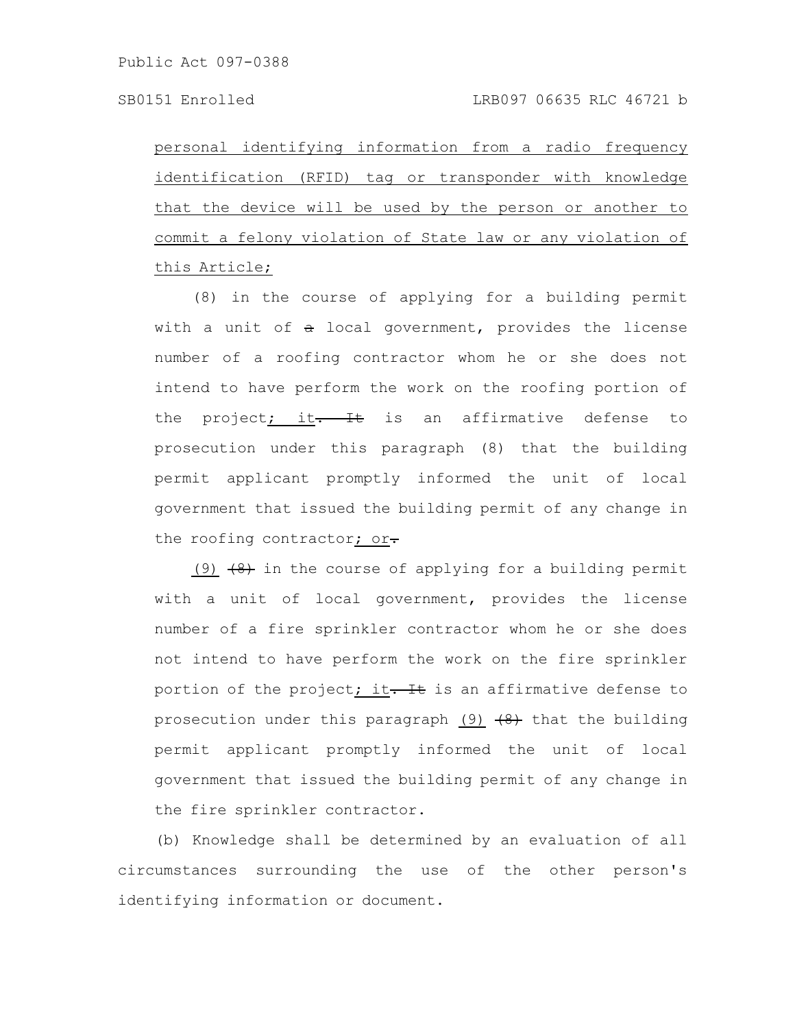personal identifying information from a radio frequency identification (RFID) tag or transponder with knowledge that the device will be used by the person or another to commit a felony violation of State law or any violation of this Article;

(8) in the course of applying for a building permit with a unit of ~~a~~ local government, provides the license number of a roofing contractor whom he or she does not intend to have perform the work on the roofing portion of the project; it~~. It~~ is an affirmative defense to prosecution under this paragraph (8) that the building permit applicant promptly informed the unit of local government that issued the building permit of any change in the roofing contractor; or~~.~~

(9) ~~(8)~~ in the course of applying for a building permit with a unit of local government, provides the license number of a fire sprinkler contractor whom he or she does not intend to have perform the work on the fire sprinkler portion of the project; it~~. It~~ is an affirmative defense to prosecution under this paragraph (9) ~~(8)~~ that the building permit applicant promptly informed the unit of local government that issued the building permit of any change in the fire sprinkler contractor.

(b) Knowledge shall be determined by an evaluation of all circumstances surrounding the use of the other person's identifying information or document.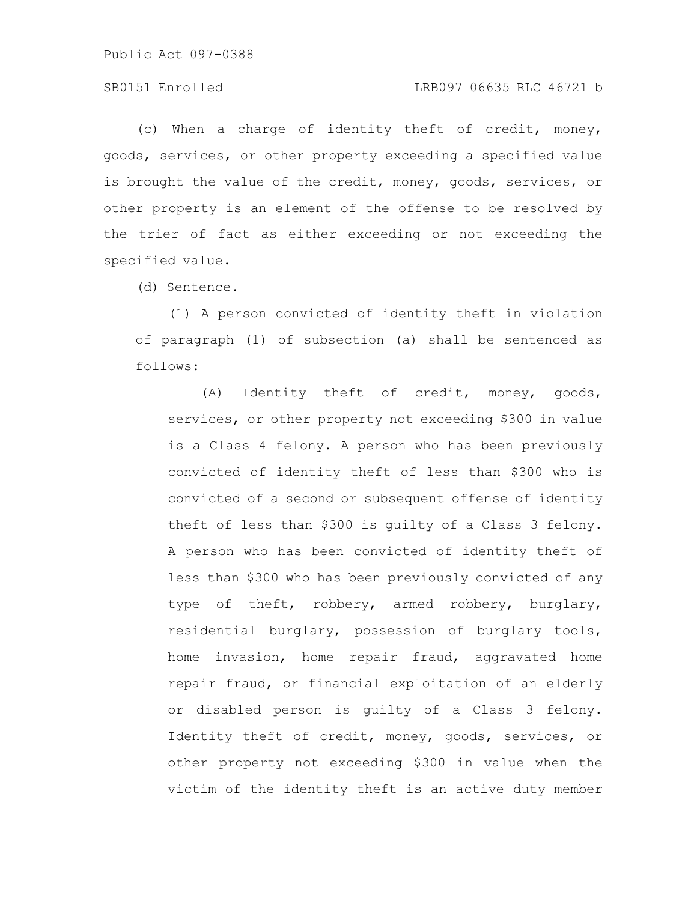(c) When a charge of identity theft of credit, money, goods, services, or other property exceeding a specified value is brought the value of the credit, money, goods, services, or other property is an element of the offense to be resolved by the trier of fact as either exceeding or not exceeding the specified value.

(d) Sentence.

(1) A person convicted of identity theft in violation of paragraph (1) of subsection (a) shall be sentenced as follows:

(A) Identity theft of credit, money, goods, services, or other property not exceeding $300 in value is a Class 4 felony. A person who has been previously convicted of identity theft of less than $300 who is convicted of a second or subsequent offense of identity theft of less than $300 is guilty of a Class 3 felony. A person who has been convicted of identity theft of less than $300 who has been previously convicted of any type of theft, robbery, armed robbery, burglary, residential burglary, possession of burglary tools, home invasion, home repair fraud, aggravated home repair fraud, or financial exploitation of an elderly or disabled person is guilty of a Class 3 felony. Identity theft of credit, money, goods, services, or other property not exceeding $300 in value when the victim of the identity theft is an active duty member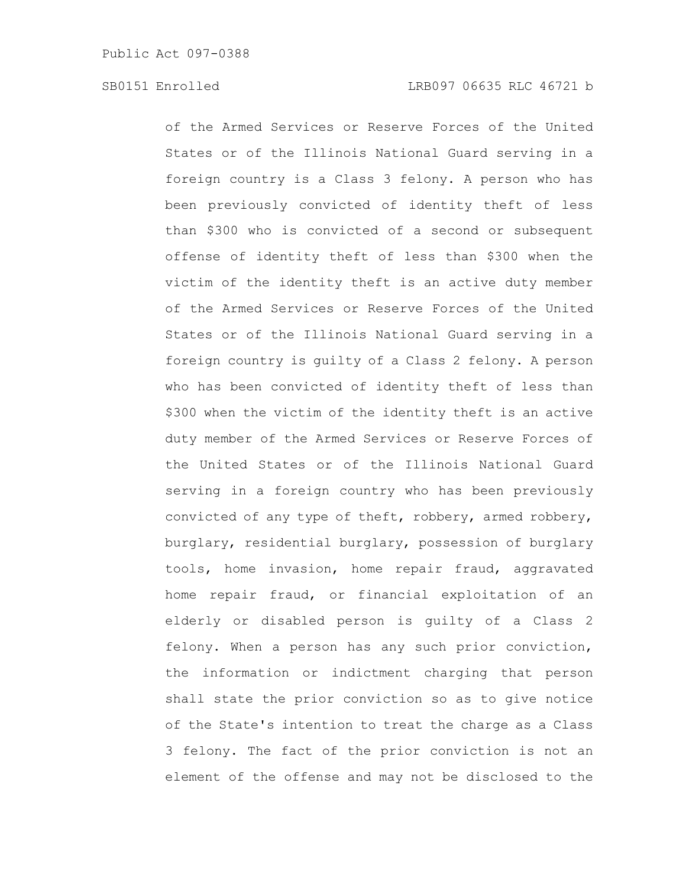of the Armed Services or Reserve Forces of the United States or of the Illinois National Guard serving in a foreign country is a Class 3 felony. A person who has been previously convicted of identity theft of less than $300 who is convicted of a second or subsequent offense of identity theft of less than $300 when the victim of the identity theft is an active duty member of the Armed Services or Reserve Forces of the United States or of the Illinois National Guard serving in a foreign country is guilty of a Class 2 felony. A person who has been convicted of identity theft of less than $300 when the victim of the identity theft is an active duty member of the Armed Services or Reserve Forces of the United States or of the Illinois National Guard serving in a foreign country who has been previously convicted of any type of theft, robbery, armed robbery, burglary, residential burglary, possession of burglary tools, home invasion, home repair fraud, aggravated home repair fraud, or financial exploitation of an elderly or disabled person is guilty of a Class 2 felony. When a person has any such prior conviction, the information or indictment charging that person shall state the prior conviction so as to give notice of the State's intention to treat the charge as a Class 3 felony. The fact of the prior conviction is not an element of the offense and may not be disclosed to the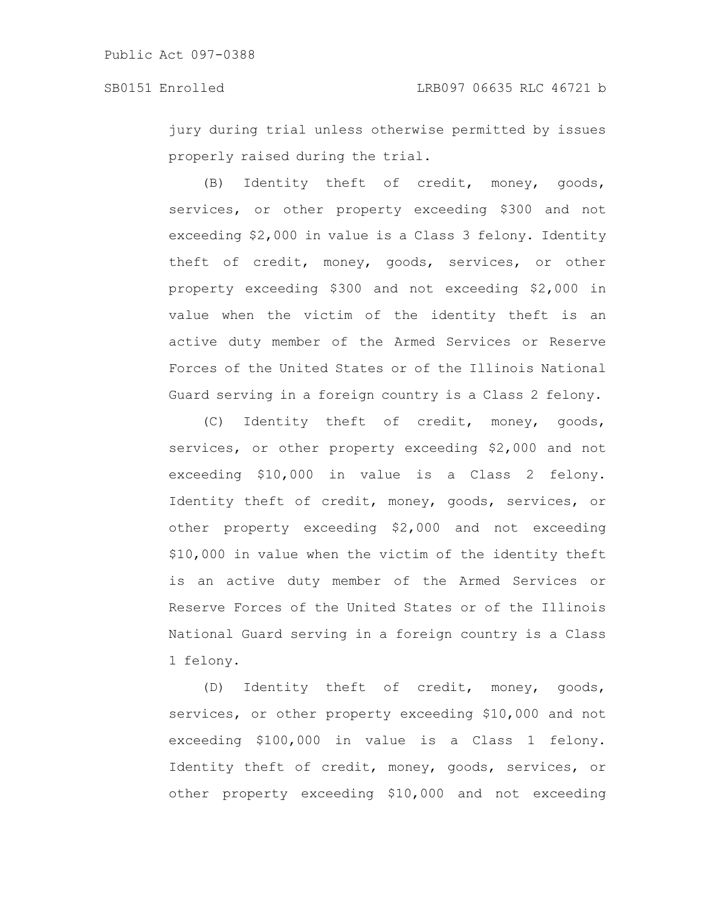jury during trial unless otherwise permitted by issues properly raised during the trial.

(B) Identity theft of credit, money, goods, services, or other property exceeding $300 and not exceeding $2,000 in value is a Class 3 felony. Identity theft of credit, money, goods, services, or other property exceeding $300 and not exceeding $2,000 in value when the victim of the identity theft is an active duty member of the Armed Services or Reserve Forces of the United States or of the Illinois National Guard serving in a foreign country is a Class 2 felony.

(C) Identity theft of credit, money, goods, services, or other property exceeding $2,000 and not exceeding $10,000 in value is a Class 2 felony. Identity theft of credit, money, goods, services, or other property exceeding $2,000 and not exceeding $10,000 in value when the victim of the identity theft is an active duty member of the Armed Services or Reserve Forces of the United States or of the Illinois National Guard serving in a foreign country is a Class 1 felony.

(D) Identity theft of credit, money, goods, services, or other property exceeding $10,000 and not exceeding $100,000 in value is a Class 1 felony. Identity theft of credit, money, goods, services, or other property exceeding $10,000 and not exceeding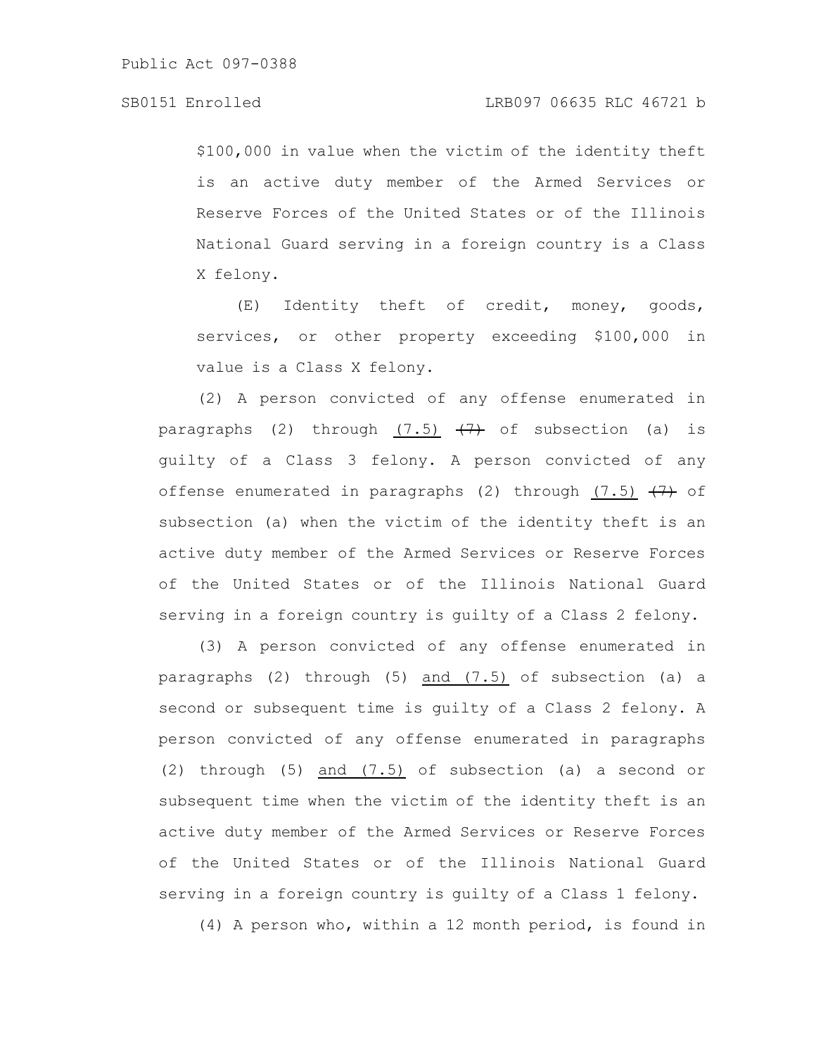$100,000 in value when the victim of the identity theft is an active duty member of the Armed Services or Reserve Forces of the United States or of the Illinois National Guard serving in a foreign country is a Class X felony.

(E) Identity theft of credit, money, goods, services, or other property exceeding $100,000 in value is a Class X felony.

(2) A person convicted of any offense enumerated in paragraphs (2) through <u>(7.5)</u> ~~(7)~~ of subsection (a) is guilty of a Class 3 felony. A person convicted of any offense enumerated in paragraphs (2) through <u>(7.5)</u> ~~(7)~~ of subsection (a) when the victim of the identity theft is an active duty member of the Armed Services or Reserve Forces of the United States or of the Illinois National Guard serving in a foreign country is guilty of a Class 2 felony.

(3) A person convicted of any offense enumerated in paragraphs (2) through (5) <u>and (7.5)</u> of subsection (a) a second or subsequent time is guilty of a Class 2 felony. A person convicted of any offense enumerated in paragraphs (2) through (5) <u>and (7.5)</u> of subsection (a) a second or subsequent time when the victim of the identity theft is an active duty member of the Armed Services or Reserve Forces of the United States or of the Illinois National Guard serving in a foreign country is guilty of a Class 1 felony.

(4) A person who, within a 12 month period, is found in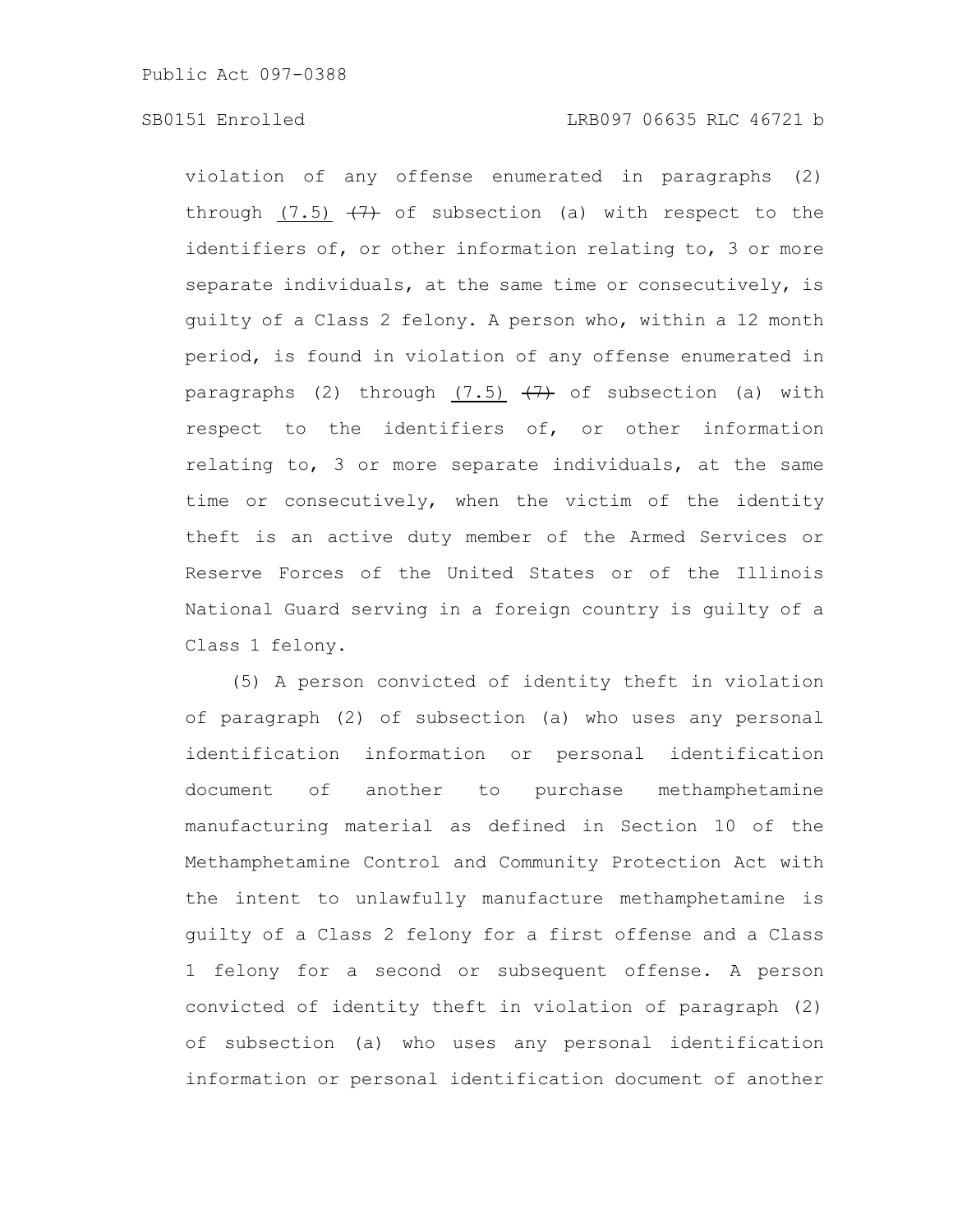violation of any offense enumerated in paragraphs (2) through <u>(7.5)</u> ~~(7)~~ of subsection (a) with respect to the identifiers of, or other information relating to, 3 or more separate individuals, at the same time or consecutively, is guilty of a Class 2 felony. A person who, within a 12 month period, is found in violation of any offense enumerated in paragraphs (2) through <u>(7.5)</u> ~~(7)~~ of subsection (a) with respect to the identifiers of, or other information relating to, 3 or more separate individuals, at the same time or consecutively, when the victim of the identity theft is an active duty member of the Armed Services or Reserve Forces of the United States or of the Illinois National Guard serving in a foreign country is guilty of a Class 1 felony.

(5) A person convicted of identity theft in violation of paragraph (2) of subsection (a) who uses any personal identification information or personal identification document of another to purchase methamphetamine manufacturing material as defined in Section 10 of the Methamphetamine Control and Community Protection Act with the intent to unlawfully manufacture methamphetamine is guilty of a Class 2 felony for a first offense and a Class 1 felony for a second or subsequent offense. A person convicted of identity theft in violation of paragraph (2) of subsection (a) who uses any personal identification information or personal identification document of another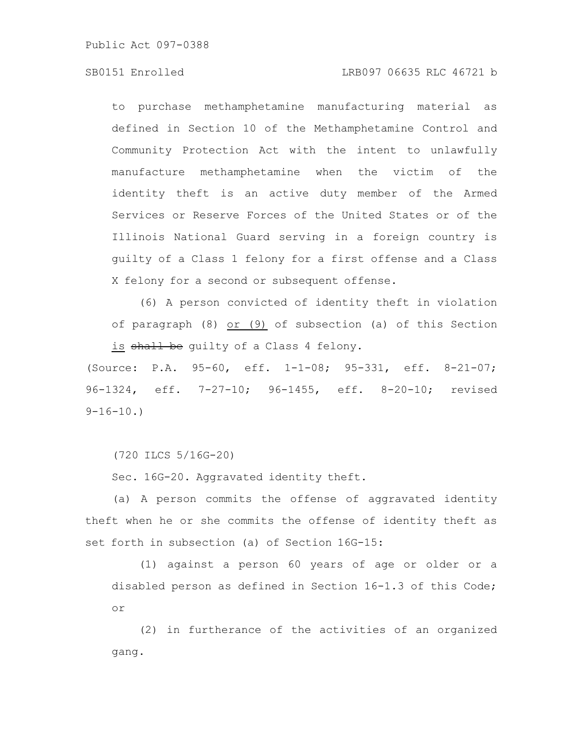to purchase methamphetamine manufacturing material as defined in Section 10 of the Methamphetamine Control and Community Protection Act with the intent to unlawfully manufacture methamphetamine when the victim of the identity theft is an active duty member of the Armed Services or Reserve Forces of the United States or of the Illinois National Guard serving in a foreign country is guilty of a Class 1 felony for a first offense and a Class X felony for a second or subsequent offense.

(6) A person convicted of identity theft in violation of paragraph (8) <u>or (9)</u> of subsection (a) of this Section <u>is</u> ~~shall be~~ guilty of a Class 4 felony.

(Source: P.A. 95-60, eff. 1-1-08; 95-331, eff. 8-21-07; 96-1324, eff. 7-27-10; 96-1455, eff. 8-20-10; revised 9-16-10.)

(720 ILCS 5/16G-20)

Sec. 16G-20. Aggravated identity theft.

(a) A person commits the offense of aggravated identity theft when he or she commits the offense of identity theft as set forth in subsection (a) of Section 16G-15:

(1) against a person 60 years of age or older or a disabled person as defined in Section 16-1.3 of this Code; or

(2) in furtherance of the activities of an organized gang.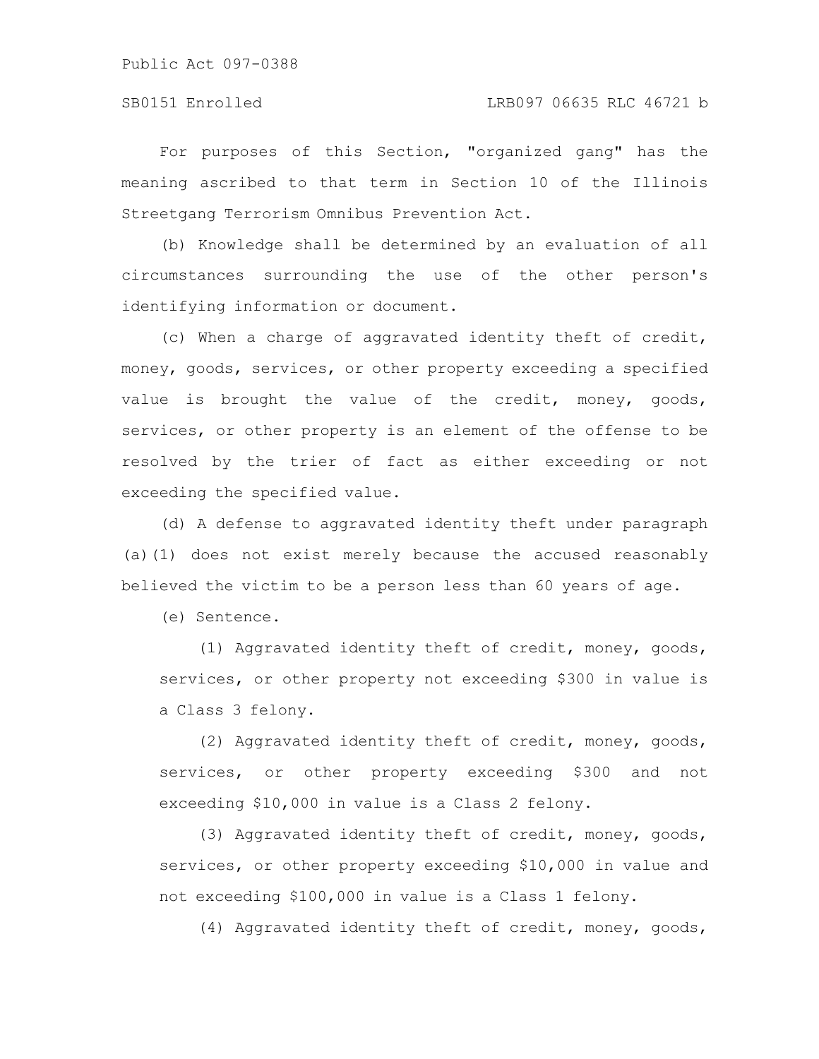For purposes of this Section, "organized gang" has the meaning ascribed to that term in Section 10 of the Illinois Streetgang Terrorism Omnibus Prevention Act.

(b) Knowledge shall be determined by an evaluation of all circumstances surrounding the use of the other person's identifying information or document.

(c) When a charge of aggravated identity theft of credit, money, goods, services, or other property exceeding a specified value is brought the value of the credit, money, goods, services, or other property is an element of the offense to be resolved by the trier of fact as either exceeding or not exceeding the specified value.

(d) A defense to aggravated identity theft under paragraph (a)(1) does not exist merely because the accused reasonably believed the victim to be a person less than 60 years of age.

(e) Sentence.

(1) Aggravated identity theft of credit, money, goods, services, or other property not exceeding $300 in value is a Class 3 felony.

(2) Aggravated identity theft of credit, money, goods, services, or other property exceeding $300 and not exceeding $10,000 in value is a Class 2 felony.

(3) Aggravated identity theft of credit, money, goods, services, or other property exceeding $10,000 in value and not exceeding $100,000 in value is a Class 1 felony.

(4) Aggravated identity theft of credit, money, goods,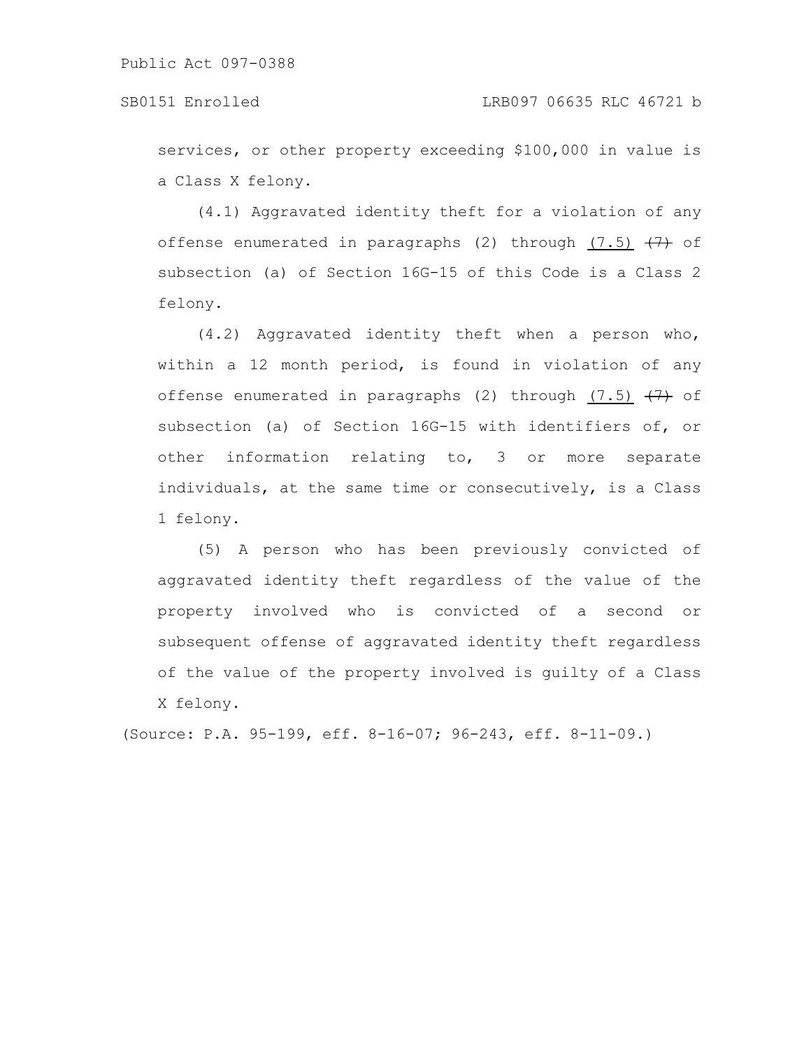services, or other property exceeding $100,000 in value is a Class X felony.

(4.1) Aggravated identity theft for a violation of any offense enumerated in paragraphs (2) through <u>(7.5)</u> ~~(7)~~ of subsection (a) of Section 16G-15 of this Code is a Class 2 felony.

(4.2) Aggravated identity theft when a person who, within a 12 month period, is found in violation of any offense enumerated in paragraphs (2) through <u>(7.5)</u> ~~(7)~~ of subsection (a) of Section 16G-15 with identifiers of, or other information relating to, 3 or more separate individuals, at the same time or consecutively, is a Class 1 felony.

(5) A person who has been previously convicted of aggravated identity theft regardless of the value of the property involved who is convicted of a second or subsequent offense of aggravated identity theft regardless of the value of the property involved is guilty of a Class X felony.

(Source: P.A. 95-199, eff. 8-16-07; 96-243, eff. 8-11-09.)